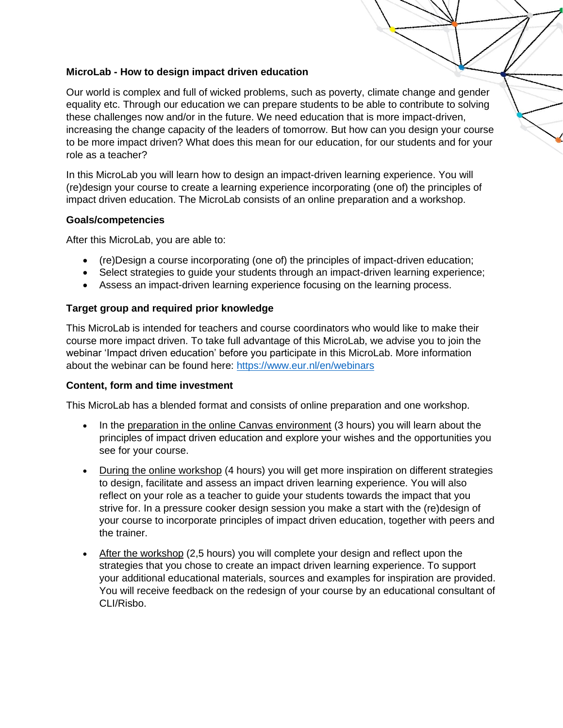**MicroLab - How to design impact driven education**

Our world is complex and full of wicked problems, such as poverty, climate change and gender equality etc. Through our education we can prepare students to be able to contribute to solving these challenges now and/or in the future. We need education that is more impact-driven, increasing the change capacity of the leaders of tomorrow. But how can you design your course to be more impact driven? What does this mean for our education, for our students and for your role as a teacher?

In this MicroLab you will learn how to design an impact-driven learning experience. You will (re)design your course to create a learning experience incorporating (one of) the principles of impact driven education. The MicroLab consists of an online preparation and a workshop.

**Goals/competencies**

After this MicroLab, you are able to:

- (re)Design a course incorporating (one of) the principles of impact-driven education;
- Select strategies to guide your students through an impact-driven learning experience;
- Assess an impact-driven learning experience focusing on the learning process.

**Target group and required prior knowledge**

This MicroLab is intended for teachers and course coordinators who would like to make their course more impact driven. To take full advantage of this MicroLab, we advise you to join the webinar 'Impact driven education' before you participate in this MicroLab. More information about the webinar can be found here: https://www.eur.nl/en/webinars

**Content, form and time investment**

This MicroLab has a blended format and consists of online preparation and one workshop.

- In the preparation in the online Canvas environment (3 hours) you will learn about the principles of impact driven education and explore your wishes and the opportunities you see for your course.
- During the online workshop (4 hours) you will get more inspiration on different strategies to design, facilitate and assess an impact driven learning experience. You will also reflect on your role as a teacher to guide your students towards the impact that you strive for. In a pressure cooker design session you make a start with the (re)design of your course to incorporate principles of impact driven education, together with peers and the trainer.
- After the workshop (2,5 hours) you will complete your design and reflect upon the strategies that you chose to create an impact driven learning experience. To support your additional educational materials, sources and examples for inspiration are provided. You will receive feedback on the redesign of your course by an educational consultant of CLI/Risbo.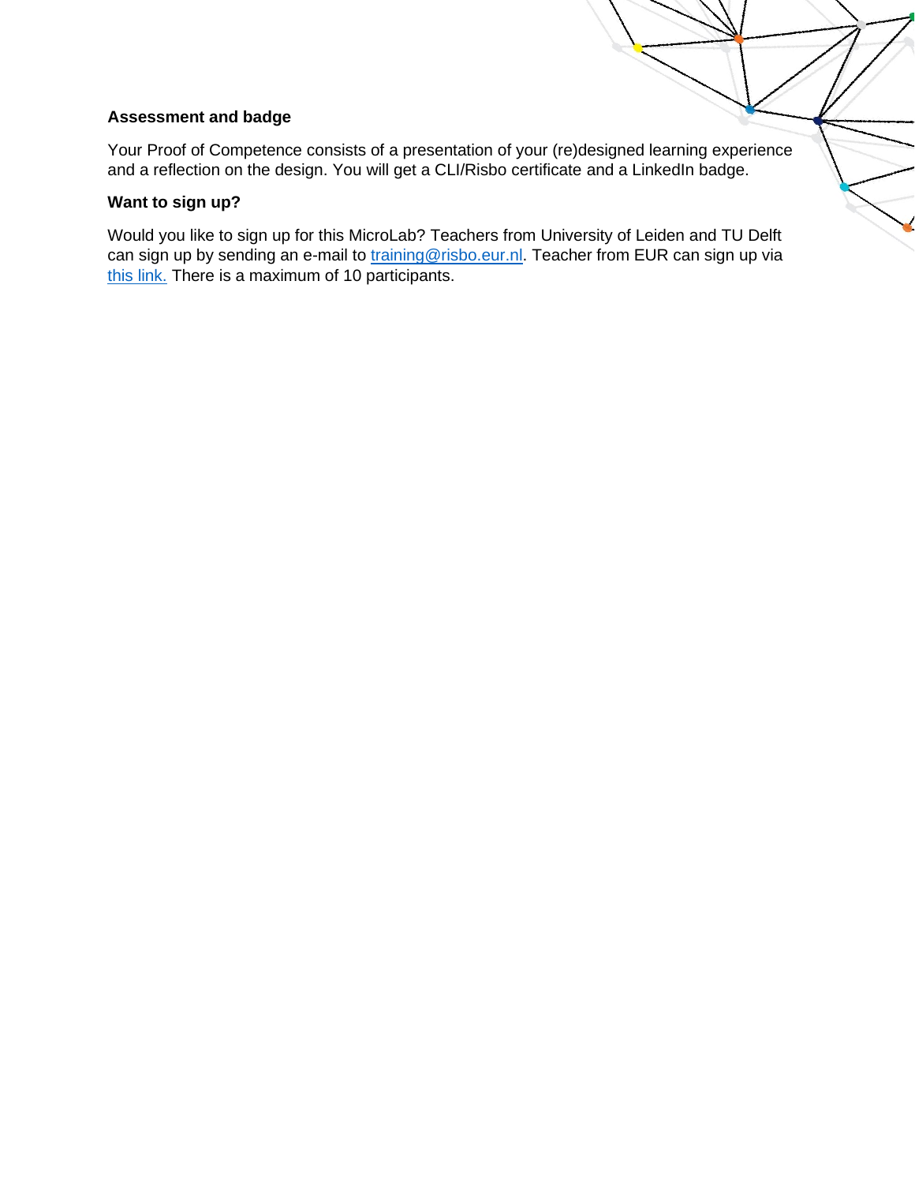**Assessment and badge**

Your Proof of Competence consists of a presentation of your (re)designed learning experience and a reflection on the design. You will get a CLI/Risbo certificate and a LinkedIn badge.

**Want to sign up?**

Would you like to sign up for this MicroLab? Teachers from University of Leiden and TU Delft can sign up by sending an e-mail to training@risbo.eur.nl. Teacher from EUR can sign up via this link. There is a maximum of 10 participants.